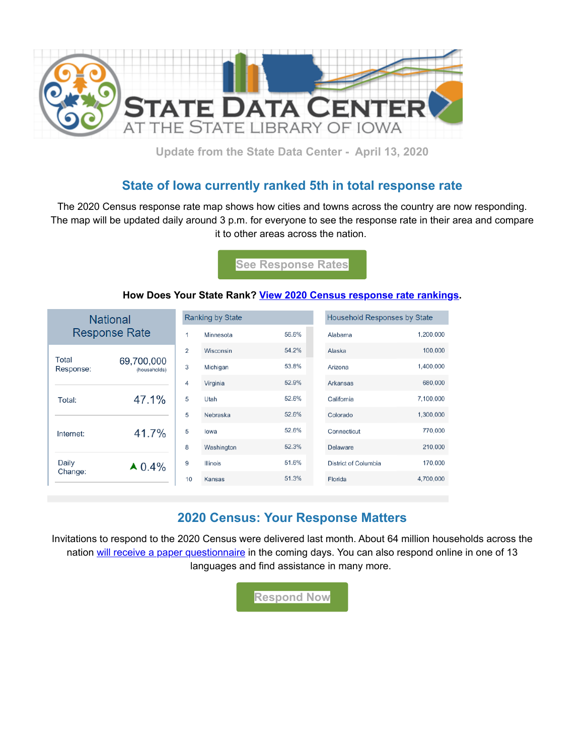# STATE DATA CENTER
## AT THE STATE LIBRARY OF IOWA

Update from the State Data Center - April 13, 2020

## State of Iowa currently ranked 5th in total response rate

The 2020 Census response rate map shows how cities and towns across the country are now responding. The map will be updated daily around 3 p.m. for everyone to see the response rate in their area and compare it to other areas across the nation.

See Response Rates

**How Does Your State Rank? View 2020 Census response rate rankings.**

| National Response Rate | |
|---|---|
| Total Response: | 69,700,000 (households) |
| Total: | 47.1% |
| Internet: | 41.7% |
| Daily Change: | ▲ 0.4% |

| Ranking by State | | |
|---|---|---|
| 1 | Minnesota | 56.6% |
| 2 | Wisconsin | 54.2% |
| 3 | Michigan | 53.8% |
| 4 | Virginia | 52.9% |
| 5 | Utah | 52.6% |
| 5 | Nebraska | 52.6% |
| 5 | Iowa | 52.6% |
| 8 | Washington | 52.3% |
| 9 | Illinois | 51.6% |
| 10 | Kansas | 51.3% |

| Household Responses by State | |
|---|---|
| Alabama | 1,200,000 |
| Alaska | 100,000 |
| Arizona | 1,400,000 |
| Arkansas | 680,000 |
| California | 7,100,000 |
| Colorado | 1,300,000 |
| Connecticut | 770,000 |
| Delaware | 210,000 |
| District of Columbia | 170,000 |
| Florida | 4,700,000 |

## 2020 Census: Your Response Matters

Invitations to respond to the 2020 Census were delivered last month. About 64 million households across the nation will receive a paper questionnaire in the coming days. You can also respond online in one of 13 languages and find assistance in many more.

Respond Now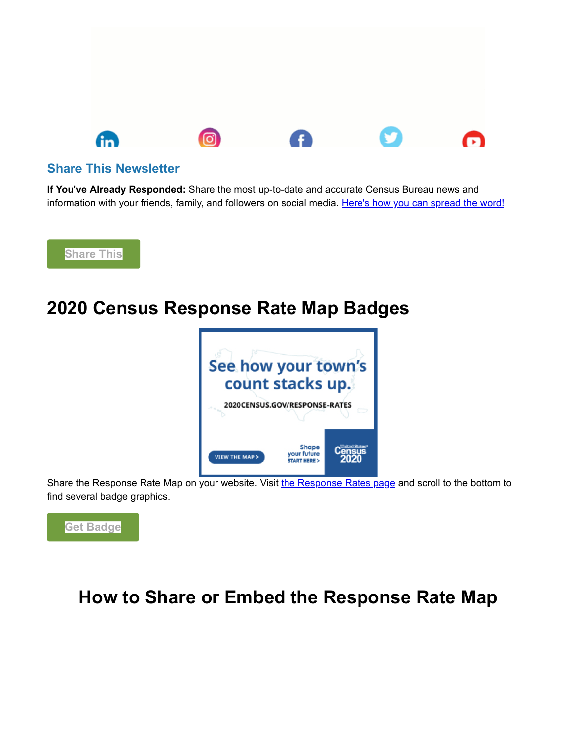## Share This Newsletter

**If You've Already Responded:** Share the most up-to-date and accurate Census Bureau news and information with your friends, family, and followers on social media. [Here's how you can spread the word!]

Share This

# 2020 Census Response Rate Map Badges

Share the Response Rate Map on your website. Visit [the Response Rates page] and scroll to the bottom to find several badge graphics.

Get Badge

# How to Share or Embed the Response Rate Map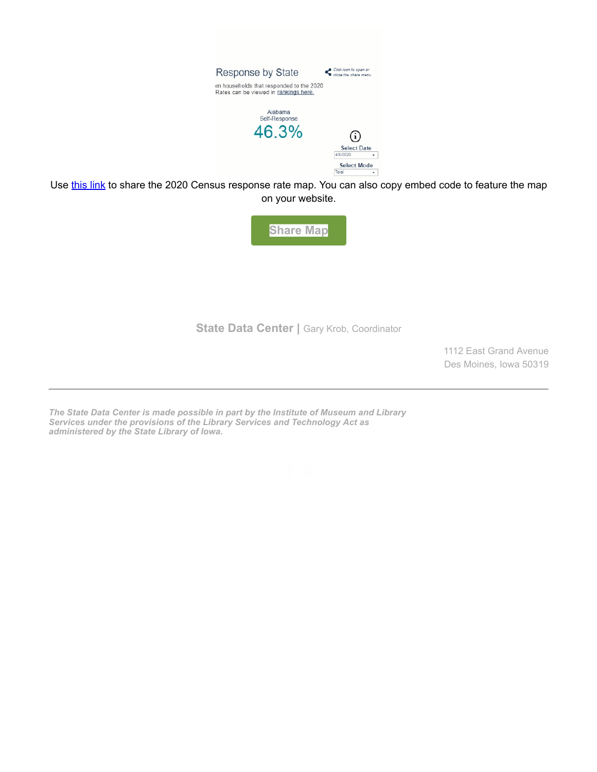Response by State

Click icon to open or close the share menu

ım households that responded to the 2020
Rates can be viewed in rankings here.

Alabama
Self-Response
46.3%

Select Date
4/8/2020

Select Mode
Total

Use this link to share the 2020 Census response rate map. You can also copy embed code to feature the map on your website.

**Share Map**

**State Data Center** | Gary Krob, Coordinator

1112 East Grand Avenue
Des Moines, Iowa 50319

---

***The State Data Center is made possible in part by the Institute of Museum and Library Services under the provisions of the Library Services and Technology Act as administered by the State Library of Iowa.***